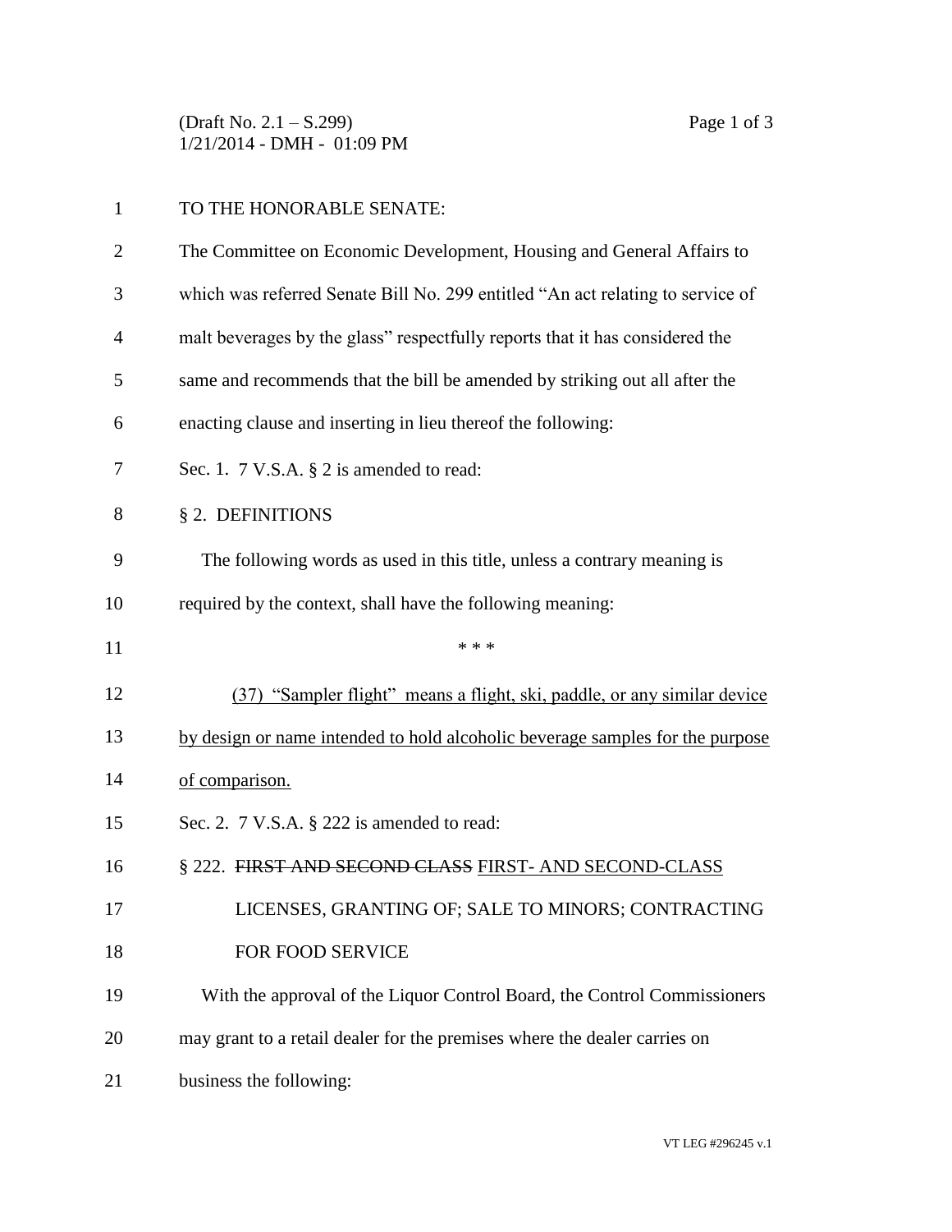TO THE HONORABLE SENATE:

The Committee on Economic Development, Housing and General Affairs to which was referred Senate Bill No. 299 entitled "An act relating to service of malt beverages by the glass" respectfully reports that it has considered the same and recommends that the bill be amended by striking out all after the enacting clause and inserting in lieu thereof the following:

Sec. 1. 7 V.S.A. § 2 is amended to read:

§ 2. DEFINITIONS

The following words as used in this title, unless a contrary meaning is required by the context, shall have the following meaning:

\* \* \*

<u>(37) "Sampler flight" means a flight, ski, paddle, or any similar device by design or name intended to hold alcoholic beverage samples for the purpose of comparison.</u>

Sec. 2. 7 V.S.A. § 222 is amended to read:

§ 222. ~~FIRST AND SECOND CLASS~~ <u>FIRST- AND SECOND-CLASS</u> LICENSES, GRANTING OF; SALE TO MINORS; CONTRACTING FOR FOOD SERVICE

With the approval of the Liquor Control Board, the Control Commissioners may grant to a retail dealer for the premises where the dealer carries on business the following: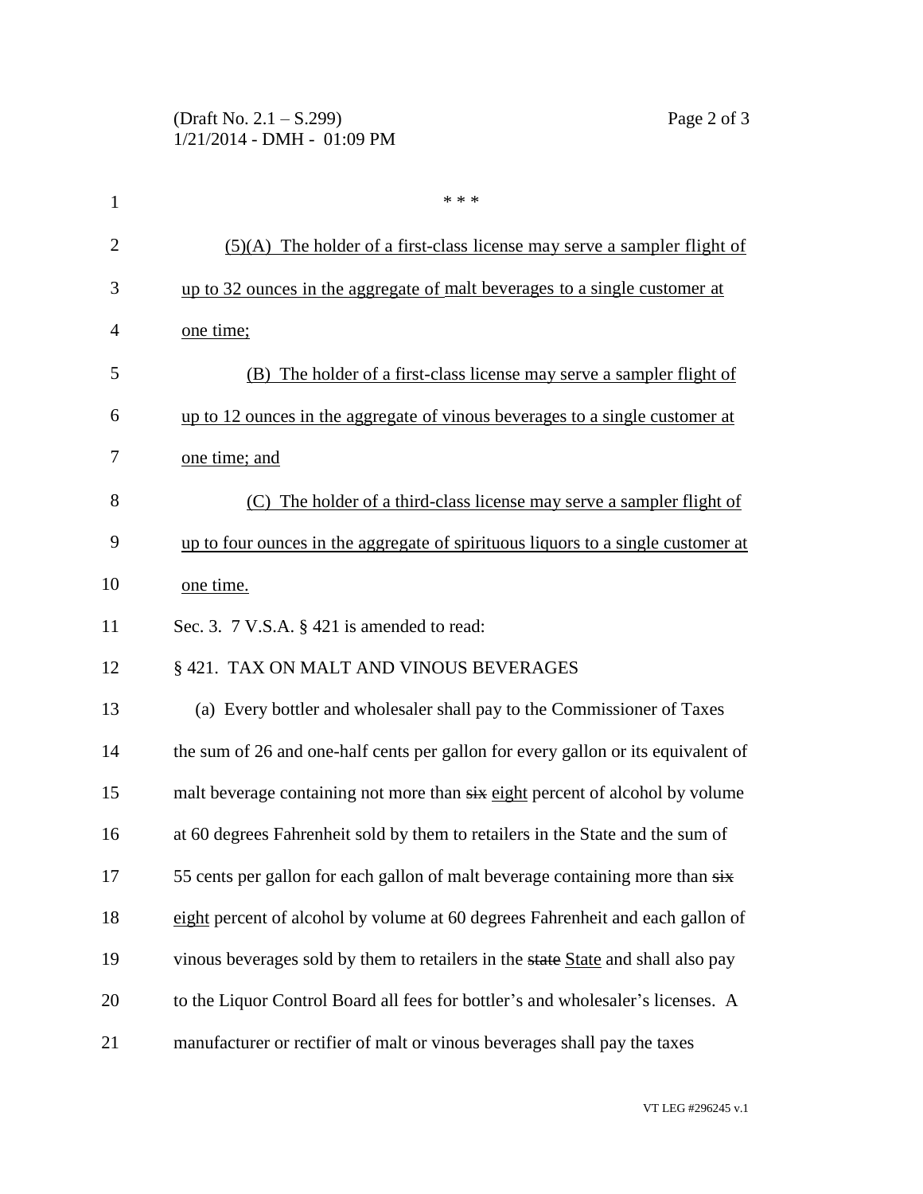\* \* \*

(5)(A) The holder of a first-class license may serve a sampler flight of up to 32 ounces in the aggregate of malt beverages to a single customer at one time;

(B) The holder of a first-class license may serve a sampler flight of up to 12 ounces in the aggregate of vinous beverages to a single customer at one time; and

(C) The holder of a third-class license may serve a sampler flight of up to four ounces in the aggregate of spirituous liquors to a single customer at one time.

Sec. 3. 7 V.S.A. § 421 is amended to read:

§ 421. TAX ON MALT AND VINOUS BEVERAGES

(a) Every bottler and wholesaler shall pay to the Commissioner of Taxes the sum of 26 and one-half cents per gallon for every gallon or its equivalent of malt beverage containing not more than ~~six~~ eight percent of alcohol by volume at 60 degrees Fahrenheit sold by them to retailers in the State and the sum of 55 cents per gallon for each gallon of malt beverage containing more than ~~six~~ eight percent of alcohol by volume at 60 degrees Fahrenheit and each gallon of vinous beverages sold by them to retailers in the ~~state~~ State and shall also pay to the Liquor Control Board all fees for bottler's and wholesaler's licenses. A manufacturer or rectifier of malt or vinous beverages shall pay the taxes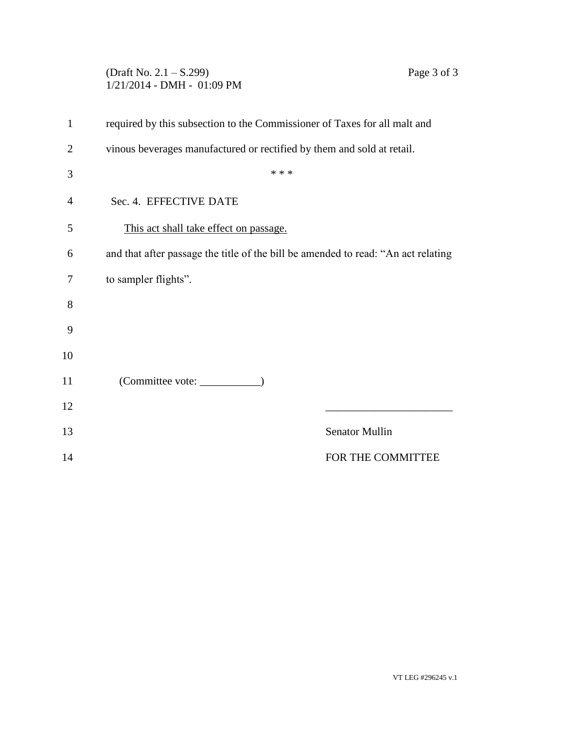required by this subsection to the Commissioner of Taxes for all malt and vinous beverages manufactured or rectified by them and sold at retail.

\* \* \*

Sec. 4. EFFECTIVE DATE

<u>This act shall take effect on passage.</u>

and that after passage the title of the bill be amended to read: "An act relating to sampler flights".

(Committee vote: ___________)

_______________________

Senator Mullin

FOR THE COMMITTEE

VT LEG #296245 v.1